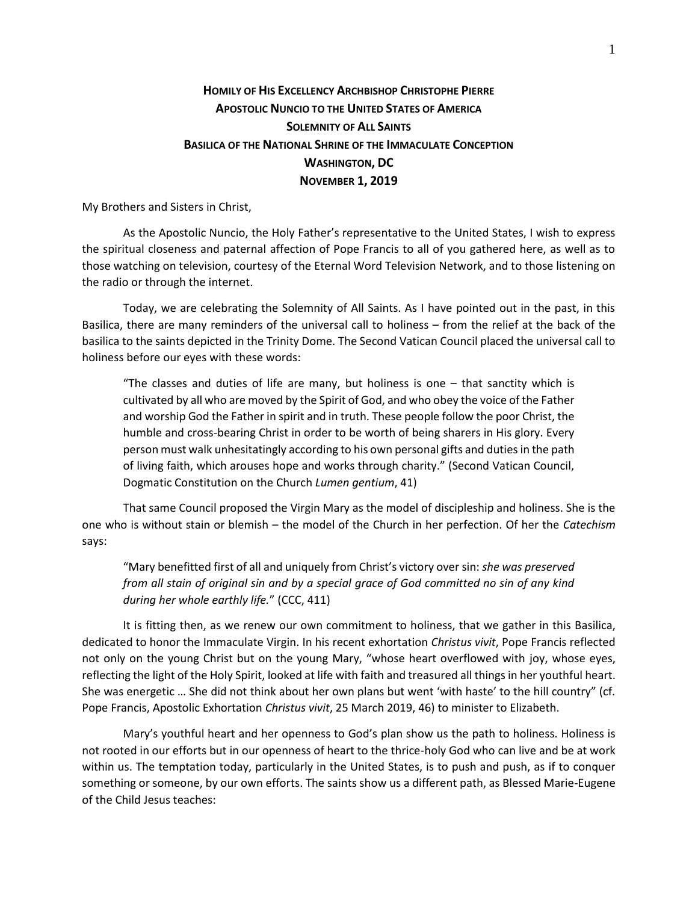# HOMILY OF HIS EXCELLENCY ARCHBISHOP CHRISTOPHE PIERRE
## APOSTOLIC NUNCIO TO THE UNITED STATES OF AMERICA
## SOLEMNITY OF ALL SAINTS
## BASILICA OF THE NATIONAL SHRINE OF THE IMMACULATE CONCEPTION
## WASHINGTON, DC
## NOVEMBER 1, 2019

My Brothers and Sisters in Christ,

As the Apostolic Nuncio, the Holy Father's representative to the United States, I wish to express the spiritual closeness and paternal affection of Pope Francis to all of you gathered here, as well as to those watching on television, courtesy of the Eternal Word Television Network, and to those listening on the radio or through the internet.

Today, we are celebrating the Solemnity of All Saints. As I have pointed out in the past, in this Basilica, there are many reminders of the universal call to holiness – from the relief at the back of the basilica to the saints depicted in the Trinity Dome. The Second Vatican Council placed the universal call to holiness before our eyes with these words:

> "The classes and duties of life are many, but holiness is one – that sanctity which is cultivated by all who are moved by the Spirit of God, and who obey the voice of the Father and worship God the Father in spirit and in truth. These people follow the poor Christ, the humble and cross-bearing Christ in order to be worth of being sharers in His glory. Every person must walk unhesitatingly according to his own personal gifts and duties in the path of living faith, which arouses hope and works through charity." (Second Vatican Council, Dogmatic Constitution on the Church *Lumen gentium*, 41)

That same Council proposed the Virgin Mary as the model of discipleship and holiness. She is the one who is without stain or blemish – the model of the Church in her perfection. Of her the *Catechism* says:

> "Mary benefitted first of all and uniquely from Christ's victory over sin: *she was preserved from all stain of original sin and by a special grace of God committed no sin of any kind during her whole earthly life.*" (CCC, 411)

It is fitting then, as we renew our own commitment to holiness, that we gather in this Basilica, dedicated to honor the Immaculate Virgin. In his recent exhortation *Christus vivit*, Pope Francis reflected not only on the young Christ but on the young Mary, "whose heart overflowed with joy, whose eyes, reflecting the light of the Holy Spirit, looked at life with faith and treasured all things in her youthful heart. She was energetic … She did not think about her own plans but went 'with haste' to the hill country" (cf. Pope Francis, Apostolic Exhortation *Christus vivit*, 25 March 2019, 46) to minister to Elizabeth.

Mary's youthful heart and her openness to God's plan show us the path to holiness. Holiness is not rooted in our efforts but in our openness of heart to the thrice-holy God who can live and be at work within us. The temptation today, particularly in the United States, is to push and push, as if to conquer something or someone, by our own efforts. The saints show us a different path, as Blessed Marie-Eugene of the Child Jesus teaches: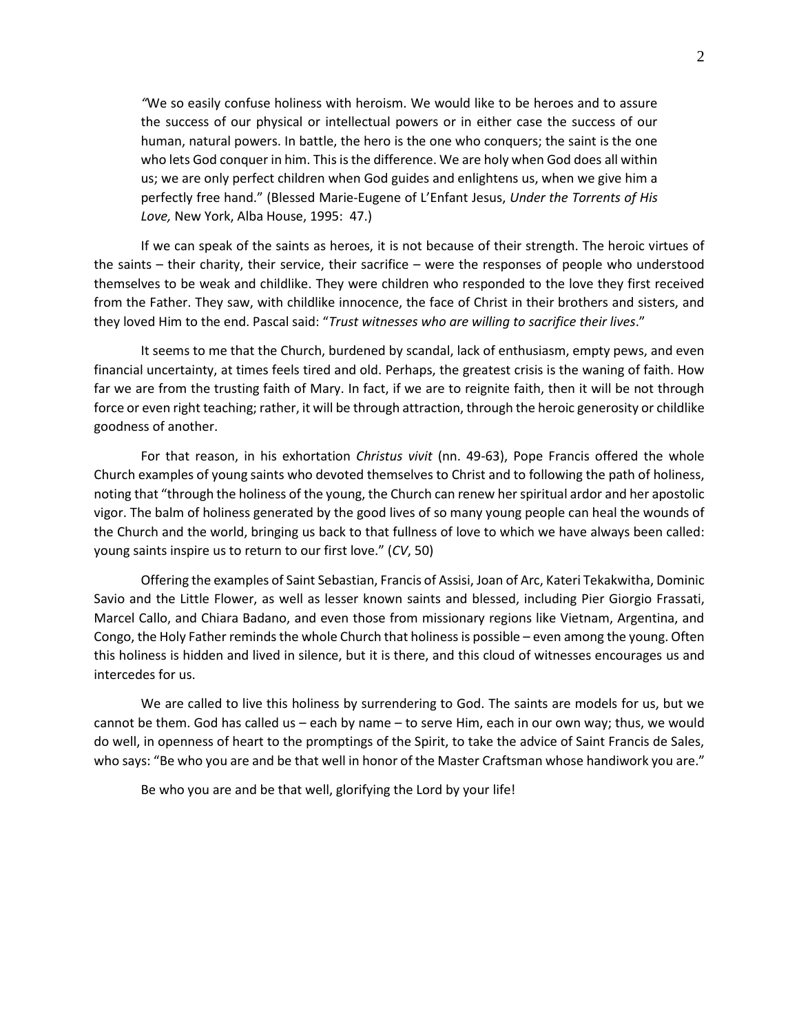> "We so easily confuse holiness with heroism. We would like to be heroes and to assure the success of our physical or intellectual powers or in either case the success of our human, natural powers. In battle, the hero is the one who conquers; the saint is the one who lets God conquer in him. This is the difference. We are holy when God does all within us; we are only perfect children when God guides and enlightens us, when we give him a perfectly free hand." (Blessed Marie-Eugene of L'Enfant Jesus, *Under the Torrents of His Love,* New York, Alba House, 1995: 47.)

If we can speak of the saints as heroes, it is not because of their strength. The heroic virtues of the saints – their charity, their service, their sacrifice – were the responses of people who understood themselves to be weak and childlike. They were children who responded to the love they first received from the Father. They saw, with childlike innocence, the face of Christ in their brothers and sisters, and they loved Him to the end. Pascal said: "*Trust witnesses who are willing to sacrifice their lives*."

It seems to me that the Church, burdened by scandal, lack of enthusiasm, empty pews, and even financial uncertainty, at times feels tired and old. Perhaps, the greatest crisis is the waning of faith. How far we are from the trusting faith of Mary. In fact, if we are to reignite faith, then it will be not through force or even right teaching; rather, it will be through attraction, through the heroic generosity or childlike goodness of another.

For that reason, in his exhortation *Christus vivit* (nn. 49-63), Pope Francis offered the whole Church examples of young saints who devoted themselves to Christ and to following the path of holiness, noting that "through the holiness of the young, the Church can renew her spiritual ardor and her apostolic vigor. The balm of holiness generated by the good lives of so many young people can heal the wounds of the Church and the world, bringing us back to that fullness of love to which we have always been called: young saints inspire us to return to our first love." (*CV*, 50)

Offering the examples of Saint Sebastian, Francis of Assisi, Joan of Arc, Kateri Tekakwitha, Dominic Savio and the Little Flower, as well as lesser known saints and blessed, including Pier Giorgio Frassati, Marcel Callo, and Chiara Badano, and even those from missionary regions like Vietnam, Argentina, and Congo, the Holy Father reminds the whole Church that holiness is possible – even among the young. Often this holiness is hidden and lived in silence, but it is there, and this cloud of witnesses encourages us and intercedes for us.

We are called to live this holiness by surrendering to God. The saints are models for us, but we cannot be them. God has called us – each by name – to serve Him, each in our own way; thus, we would do well, in openness of heart to the promptings of the Spirit, to take the advice of Saint Francis de Sales, who says: "Be who you are and be that well in honor of the Master Craftsman whose handiwork you are."

Be who you are and be that well, glorifying the Lord by your life!